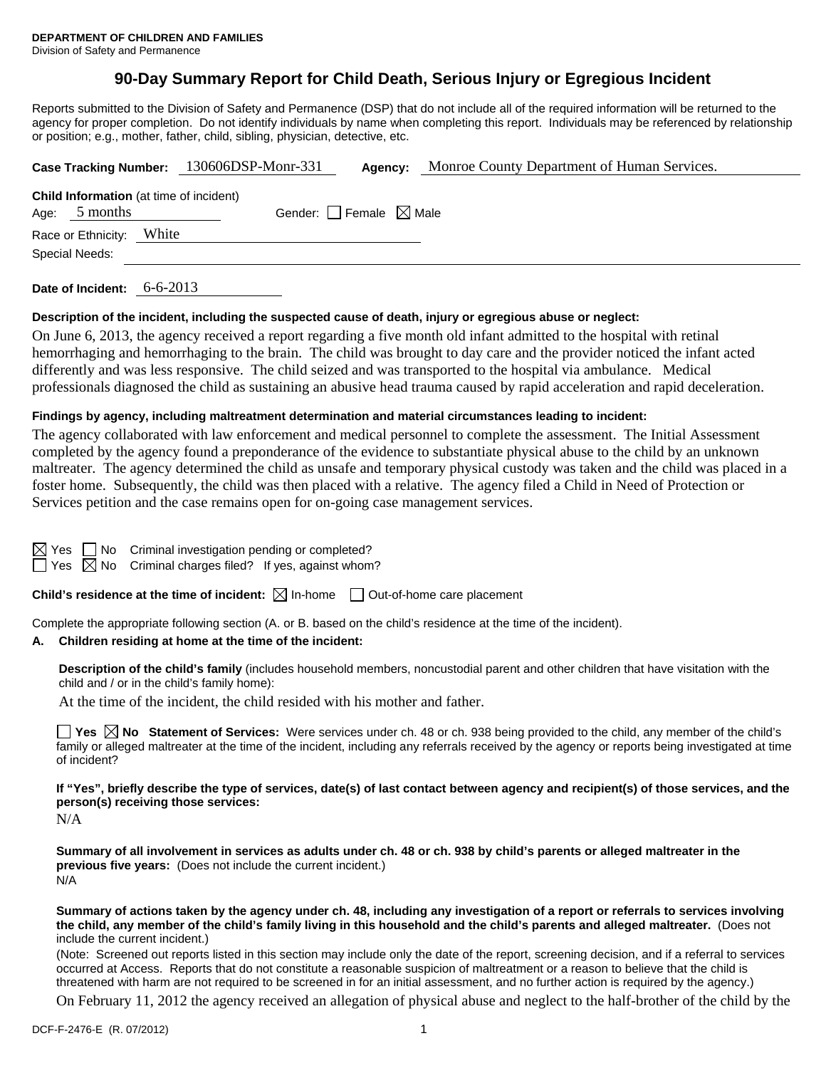**DEPARTMENT OF CHILDREN AND FAMILIES**
Division of Safety and Permanence

# 90-Day Summary Report for Child Death, Serious Injury or Egregious Incident

Reports submitted to the Division of Safety and Permanence (DSP) that do not include all of the required information will be returned to the agency for proper completion. Do not identify individuals by name when completing this report. Individuals may be referenced by relationship or position; e.g., mother, father, child, sibling, physician, detective, etc.

**Case Tracking Number:** 130606DSP-Monr-331 **Agency:** Monroe County Department of Human Services.

**Child Information** (at time of incident)
Age: 5 months Gender: ☐ Female ☒ Male
Race or Ethnicity: White
Special Needs:

**Date of Incident:** 6-6-2013

**Description of the incident, including the suspected cause of death, injury or egregious abuse or neglect:**

On June 6, 2013, the agency received a report regarding a five month old infant admitted to the hospital with retinal hemorrhaging and hemorrhaging to the brain. The child was brought to day care and the provider noticed the infant acted differently and was less responsive. The child seized and was transported to the hospital via ambulance. Medical professionals diagnosed the child as sustaining an abusive head trauma caused by rapid acceleration and rapid deceleration.

**Findings by agency, including maltreatment determination and material circumstances leading to incident:**

The agency collaborated with law enforcement and medical personnel to complete the assessment. The Initial Assessment completed by the agency found a preponderance of the evidence to substantiate physical abuse to the child by an unknown maltreater. The agency determined the child as unsafe and temporary physical custody was taken and the child was placed in a foster home. Subsequently, the child was then placed with a relative. The agency filed a Child in Need of Protection or Services petition and the case remains open for on-going case management services.

☒ Yes ☐ No Criminal investigation pending or completed?
☐ Yes ☒ No Criminal charges filed? If yes, against whom?

**Child's residence at the time of incident:** ☒ In-home ☐ Out-of-home care placement

Complete the appropriate following section (A. or B. based on the child's residence at the time of the incident).

**A. Children residing at home at the time of the incident:**

**Description of the child's family** (includes household members, noncustodial parent and other children that have visitation with the child and / or in the child's family home):

At the time of the incident, the child resided with his mother and father.

☐ **Yes** ☒ **No** **Statement of Services:** Were services under ch. 48 or ch. 938 being provided to the child, any member of the child's family or alleged maltreater at the time of the incident, including any referrals received by the agency or reports being investigated at time of incident?

**If "Yes", briefly describe the type of services, date(s) of last contact between agency and recipient(s) of those services, and the person(s) receiving those services:**

N/A

**Summary of all involvement in services as adults under ch. 48 or ch. 938 by child's parents or alleged maltreater in the previous five years:** (Does not include the current incident.)

N/A

**Summary of actions taken by the agency under ch. 48, including any investigation of a report or referrals to services involving the child, any member of the child's family living in this household and the child's parents and alleged maltreater.** (Does not include the current incident.)

(Note: Screened out reports listed in this section may include only the date of the report, screening decision, and if a referral to services occurred at Access. Reports that do not constitute a reasonable suspicion of maltreatment or a reason to believe that the child is threatened with harm are not required to be screened in for an initial assessment, and no further action is required by the agency.)

On February 11, 2012 the agency received an allegation of physical abuse and neglect to the half-brother of the child by the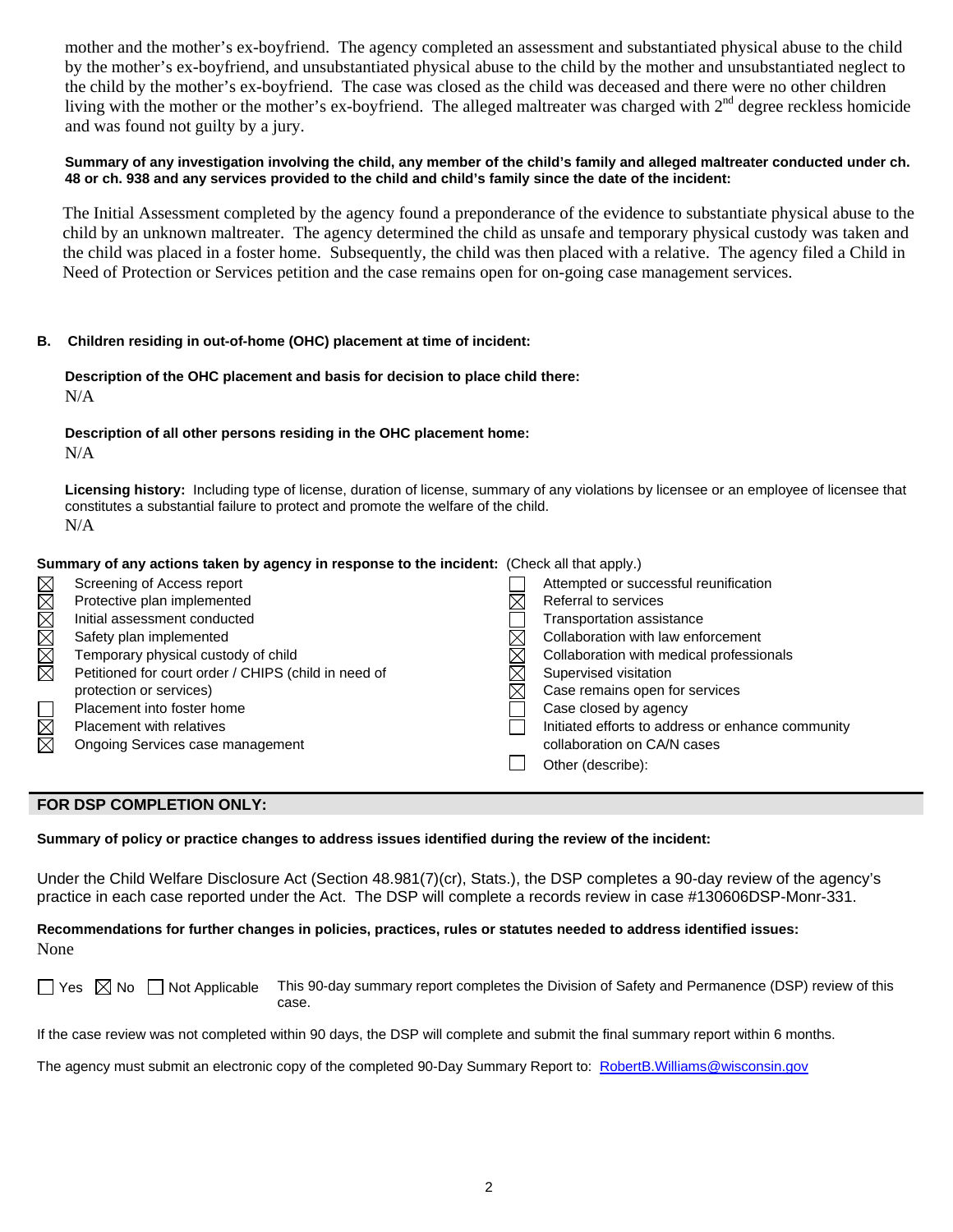mother and the mother's ex-boyfriend. The agency completed an assessment and substantiated physical abuse to the child by the mother's ex-boyfriend, and unsubstantiated physical abuse to the child by the mother and unsubstantiated neglect to the child by the mother's ex-boyfriend. The case was closed as the child was deceased and there were no other children living with the mother or the mother's ex-boyfriend. The alleged maltreater was charged with 2nd degree reckless homicide and was found not guilty by a jury.

**Summary of any investigation involving the child, any member of the child's family and alleged maltreater conducted under ch. 48 or ch. 938 and any services provided to the child and child's family since the date of the incident:**

The Initial Assessment completed by the agency found a preponderance of the evidence to substantiate physical abuse to the child by an unknown maltreater. The agency determined the child as unsafe and temporary physical custody was taken and the child was placed in a foster home. Subsequently, the child was then placed with a relative. The agency filed a Child in Need of Protection or Services petition and the case remains open for on-going case management services.

**B. Children residing in out-of-home (OHC) placement at time of incident:**

**Description of the OHC placement and basis for decision to place child there:**
N/A

**Description of all other persons residing in the OHC placement home:**
N/A

**Licensing history:** Including type of license, duration of license, summary of any violations by licensee or an employee of licensee that constitutes a substantial failure to protect and promote the welfare of the child.
N/A

**Summary of any actions taken by agency in response to the incident:** (Check all that apply.)

- ☒ Screening of Access report
- ☒ Protective plan implemented
- ☒ Initial assessment conducted
- ☒ Safety plan implemented
- ☒ Temporary physical custody of child
- ☒ Petitioned for court order / CHIPS (child in need of protection or services)
- ☐ Placement into foster home
- ☒ Placement with relatives
- ☒ Ongoing Services case management
- ☐ Attempted or successful reunification
- ☒ Referral to services
- ☐ Transportation assistance
- ☒ Collaboration with law enforcement
- ☒ Collaboration with medical professionals
- ☒ Supervised visitation
- ☒ Case remains open for services
- ☐ Case closed by agency
- ☐ Initiated efforts to address or enhance community collaboration on CA/N cases
- ☐ Other (describe):

## FOR DSP COMPLETION ONLY:

**Summary of policy or practice changes to address issues identified during the review of the incident:**

Under the Child Welfare Disclosure Act (Section 48.981(7)(cr), Stats.), the DSP completes a 90-day review of the agency's practice in each case reported under the Act. The DSP will complete a records review in case #130606DSP-Monr-331.

**Recommendations for further changes in policies, practices, rules or statutes needed to address identified issues:**
None

☐ Yes ☒ No ☐ Not Applicable — This 90-day summary report completes the Division of Safety and Permanence (DSP) review of this case.

If the case review was not completed within 90 days, the DSP will complete and submit the final summary report within 6 months.

The agency must submit an electronic copy of the completed 90-Day Summary Report to: RobertB.Williams@wisconsin.gov